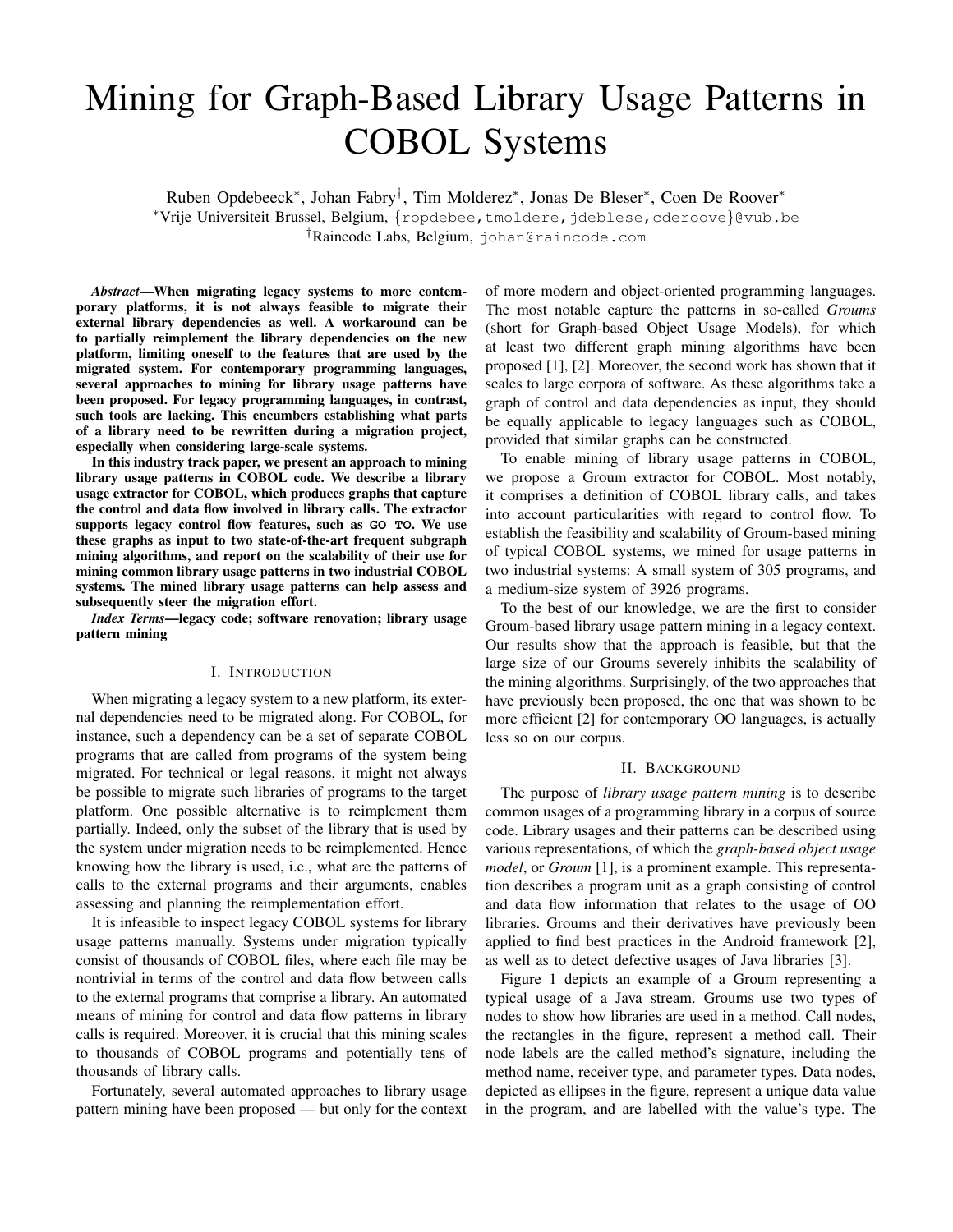# Mining for Graph-Based Library Usage Patterns in COBOL Systems

Ruben Opdebeeck*, Johan Fabry†, Tim Molderez*, Jonas De Bleser*, Coen De Roover*

*Vrije Universiteit Brussel, Belgium, {ropdebee,tmoldere,jdeblese,cderoove}@vub.be

†Raincode Labs, Belgium, johan@raincode.com

***Abstract*—When migrating legacy systems to more contemporary platforms, it is not always feasible to migrate their external library dependencies as well. A workaround can be to partially reimplement the library dependencies on the new platform, limiting oneself to the features that are used by the migrated system. For contemporary programming languages, several approaches to mining for library usage patterns have been proposed. For legacy programming languages, in contrast, such tools are lacking. This encumbers establishing what parts of a library need to be rewritten during a migration project, especially when considering large-scale systems.**

**In this industry track paper, we present an approach to mining library usage patterns in COBOL code. We describe a library usage extractor for COBOL, which produces graphs that capture the control and data flow involved in library calls. The extractor supports legacy control flow features, such as `GO TO`. We use these graphs as input to two state-of-the-art frequent subgraph mining algorithms, and report on the scalability of their use for mining common library usage patterns in two industrial COBOL systems. The mined library usage patterns can help assess and subsequently steer the migration effort.**

***Index Terms*—legacy code; software renovation; library usage pattern mining**

## I. Introduction

When migrating a legacy system to a new platform, its external dependencies need to be migrated along. For COBOL, for instance, such a dependency can be a set of separate COBOL programs that are called from programs of the system being migrated. For technical or legal reasons, it might not always be possible to migrate such libraries of programs to the target platform. One possible alternative is to reimplement them partially. Indeed, only the subset of the library that is used by the system under migration needs to be reimplemented. Hence knowing how the library is used, i.e., what are the patterns of calls to the external programs and their arguments, enables assessing and planning the reimplementation effort.

It is infeasible to inspect legacy COBOL systems for library usage patterns manually. Systems under migration typically consist of thousands of COBOL files, where each file may be nontrivial in terms of the control and data flow between calls to the external programs that comprise a library. An automated means of mining for control and data flow patterns in library calls is required. Moreover, it is crucial that this mining scales to thousands of COBOL programs and potentially tens of thousands of library calls.

Fortunately, several automated approaches to library usage pattern mining have been proposed — but only for the context of more modern and object-oriented programming languages. The most notable capture the patterns in so-called *Groums* (short for Graph-based Object Usage Models), for which at least two different graph mining algorithms have been proposed [1], [2]. Moreover, the second work has shown that it scales to large corpora of software. As these algorithms take a graph of control and data dependencies as input, they should be equally applicable to legacy languages such as COBOL, provided that similar graphs can be constructed.

To enable mining of library usage patterns in COBOL, we propose a Groum extractor for COBOL. Most notably, it comprises a definition of COBOL library calls, and takes into account particularities with regard to control flow. To establish the feasibility and scalability of Groum-based mining of typical COBOL systems, we mined for usage patterns in two industrial systems: A small system of 305 programs, and a medium-size system of 3926 programs.

To the best of our knowledge, we are the first to consider Groum-based library usage pattern mining in a legacy context. Our results show that the approach is feasible, but that the large size of our Groums severely inhibits the scalability of the mining algorithms. Surprisingly, of the two approaches that have previously been proposed, the one that was shown to be more efficient [2] for contemporary OO languages, is actually less so on our corpus.

## II. Background

The purpose of *library usage pattern mining* is to describe common usages of a programming library in a corpus of source code. Library usages and their patterns can be described using various representations, of which the *graph-based object usage model*, or *Groum* [1], is a prominent example. This representation describes a program unit as a graph consisting of control and data flow information that relates to the usage of OO libraries. Groums and their derivatives have previously been applied to find best practices in the Android framework [2], as well as to detect defective usages of Java libraries [3].

Figure 1 depicts an example of a Groum representing a typical usage of a Java stream. Groums use two types of nodes to show how libraries are used in a method. Call nodes, the rectangles in the figure, represent a method call. Their node labels are the called method's signature, including the method name, receiver type, and parameter types. Data nodes, depicted as ellipses in the figure, represent a unique data value in the program, and are labelled with the value's type. The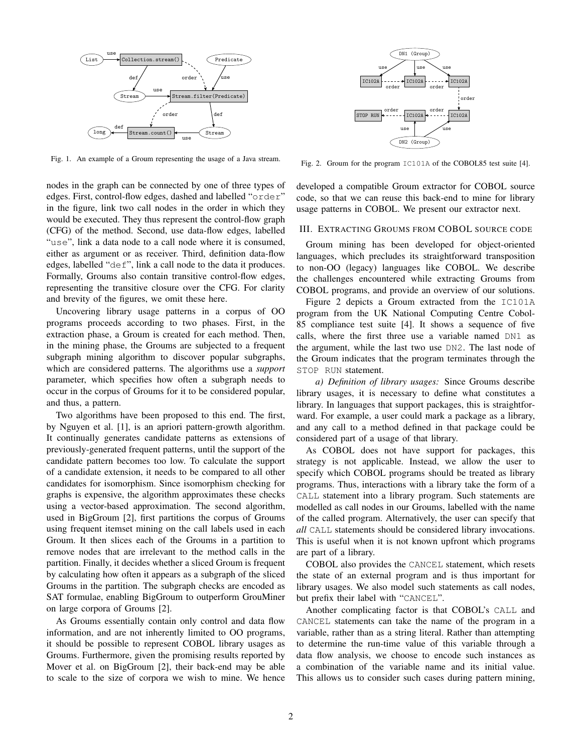Fig. 1. An example of a Groum representing the usage of a Java stream.

Fig. 2. Groum for the program IC101A of the COBOL85 test suite [4].

nodes in the graph can be connected by one of three types of edges. First, control-flow edges, dashed and labelled "order" in the figure, link two call nodes in the order in which they would be executed. They thus represent the control-flow graph (CFG) of the method. Second, use data-flow edges, labelled "use", link a data node to a call node where it is consumed, either as argument or as receiver. Third, definition data-flow edges, labelled "def", link a call node to the data it produces. Formally, Groums also contain transitive control-flow edges, representing the transitive closure over the CFG. For clarity and brevity of the figures, we omit these here.

Uncovering library usage patterns in a corpus of OO programs proceeds according to two phases. First, in the extraction phase, a Groum is created for each method. Then, in the mining phase, the Groums are subjected to a frequent subgraph mining algorithm to discover popular subgraphs, which are considered patterns. The algorithms use a *support* parameter, which specifies how often a subgraph needs to occur in the corpus of Groums for it to be considered popular, and thus, a pattern.

Two algorithms have been proposed to this end. The first, by Nguyen et al. [1], is an apriori pattern-growth algorithm. It continually generates candidate patterns as extensions of previously-generated frequent patterns, until the support of the candidate pattern becomes too low. To calculate the support of a candidate extension, it needs to be compared to all other candidates for isomorphism. Since isomorphism checking for graphs is expensive, the algorithm approximates these checks using a vector-based approximation. The second algorithm, used in BigGroum [2], first partitions the corpus of Groums using frequent itemset mining on the call labels used in each Groum. It then slices each of the Groums in a partition to remove nodes that are irrelevant to the method calls in the partition. Finally, it decides whether a sliced Groum is frequent by calculating how often it appears as a subgraph of the sliced Groums in the partition. The subgraph checks are encoded as SAT formulae, enabling BigGroum to outperform GrouMiner on large corpora of Groums [2].

As Groums essentially contain only control and data flow information, and are not inherently limited to OO programs, it should be possible to represent COBOL library usages as Groums. Furthermore, given the promising results reported by Mover et al. on BigGroum [2], their back-end may be able to scale to the size of corpora we wish to mine. We hence developed a compatible Groum extractor for COBOL source code, so that we can reuse this back-end to mine for library usage patterns in COBOL. We present our extractor next.

## III. Extracting Groums from COBOL source code

Groum mining has been developed for object-oriented languages, which precludes its straightforward transposition to non-OO (legacy) languages like COBOL. We describe the challenges encountered while extracting Groums from COBOL programs, and provide an overview of our solutions.

Figure 2 depicts a Groum extracted from the IC101A program from the UK National Computing Centre Cobol-85 compliance test suite [4]. It shows a sequence of five calls, where the first three use a variable named DN1 as the argument, while the last two use DN2. The last node of the Groum indicates that the program terminates through the STOP RUN statement.

*a) Definition of library usages:* Since Groums describe library usages, it is necessary to define what constitutes a library. In languages that support packages, this is straightforward. For example, a user could mark a package as a library, and any call to a method defined in that package could be considered part of a usage of that library.

As COBOL does not have support for packages, this strategy is not applicable. Instead, we allow the user to specify which COBOL programs should be treated as library programs. Thus, interactions with a library take the form of a CALL statement into a library program. Such statements are modelled as call nodes in our Groums, labelled with the name of the called program. Alternatively, the user can specify that *all* CALL statements should be considered library invocations. This is useful when it is not known upfront which programs are part of a library.

COBOL also provides the CANCEL statement, which resets the state of an external program and is thus important for library usages. We also model such statements as call nodes, but prefix their label with "CANCEL".

Another complicating factor is that COBOL's CALL and CANCEL statements can take the name of the program in a variable, rather than as a string literal. Rather than attempting to determine the run-time value of this variable through a data flow analysis, we choose to encode such instances as a combination of the variable name and its initial value. This allows us to consider such cases during pattern mining,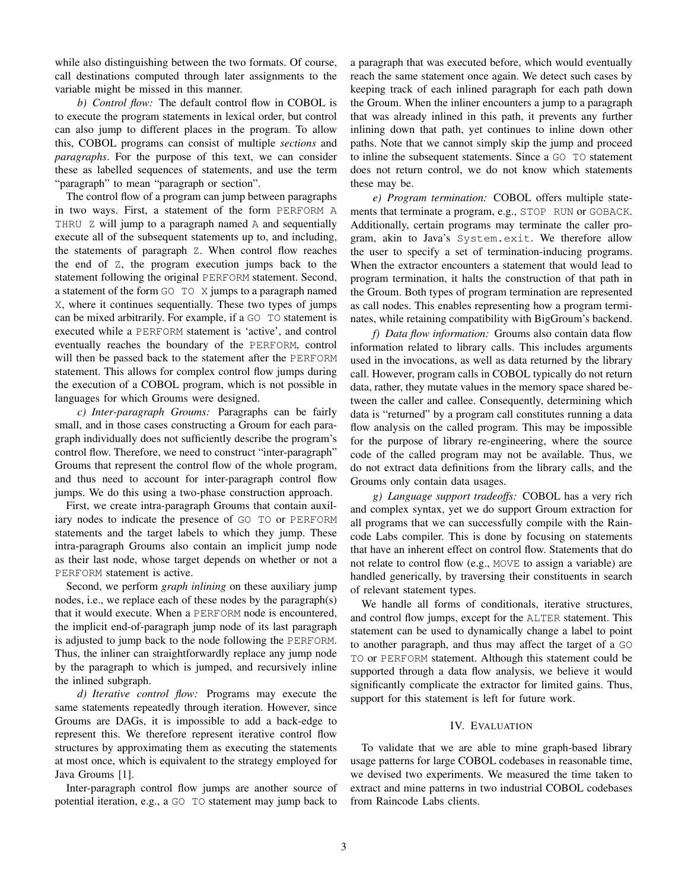while also distinguishing between the two formats. Of course, call destinations computed through later assignments to the variable might be missed in this manner.

*b) Control flow:* The default control flow in COBOL is to execute the program statements in lexical order, but control can also jump to different places in the program. To allow this, COBOL programs can consist of multiple *sections* and *paragraphs*. For the purpose of this text, we can consider these as labelled sequences of statements, and use the term "paragraph" to mean "paragraph or section".

The control flow of a program can jump between paragraphs in two ways. First, a statement of the form `PERFORM A THRU Z` will jump to a paragraph named `A` and sequentially execute all of the subsequent statements up to, and including, the statements of paragraph `Z`. When control flow reaches the end of `Z`, the program execution jumps back to the statement following the original `PERFORM` statement. Second, a statement of the form `GO TO X` jumps to a paragraph named `X`, where it continues sequentially. These two types of jumps can be mixed arbitrarily. For example, if a `GO TO` statement is executed while a `PERFORM` statement is 'active', and control eventually reaches the boundary of the `PERFORM`, control will then be passed back to the statement after the `PERFORM` statement. This allows for complex control flow jumps during the execution of a COBOL program, which is not possible in languages for which Groums were designed.

*c) Inter-paragraph Groums:* Paragraphs can be fairly small, and in those cases constructing a Groum for each paragraph individually does not sufficiently describe the program's control flow. Therefore, we need to construct "inter-paragraph" Groums that represent the control flow of the whole program, and thus need to account for inter-paragraph control flow jumps. We do this using a two-phase construction approach.

First, we create intra-paragraph Groums that contain auxiliary nodes to indicate the presence of `GO TO` or `PERFORM` statements and the target labels to which they jump. These intra-paragraph Groums also contain an implicit jump node as their last node, whose target depends on whether or not a `PERFORM` statement is active.

Second, we perform *graph inlining* on these auxiliary jump nodes, i.e., we replace each of these nodes by the paragraph(s) that it would execute. When a `PERFORM` node is encountered, the implicit end-of-paragraph jump node of its last paragraph is adjusted to jump back to the node following the `PERFORM`. Thus, the inliner can straightforwardly replace any jump node by the paragraph to which is jumped, and recursively inline the inlined subgraph.

*d) Iterative control flow:* Programs may execute the same statements repeatedly through iteration. However, since Groums are DAGs, it is impossible to add a back-edge to represent this. We therefore represent iterative control flow structures by approximating them as executing the statements at most once, which is equivalent to the strategy employed for Java Groums [1].

Inter-paragraph control flow jumps are another source of potential iteration, e.g., a `GO TO` statement may jump back to a paragraph that was executed before, which would eventually reach the same statement once again. We detect such cases by keeping track of each inlined paragraph for each path down the Groum. When the inliner encounters a jump to a paragraph that was already inlined in this path, it prevents any further inlining down that path, yet continues to inline down other paths. Note that we cannot simply skip the jump and proceed to inline the subsequent statements. Since a `GO TO` statement does not return control, we do not know which statements these may be.

*e) Program termination:* COBOL offers multiple statements that terminate a program, e.g., `STOP RUN` or `GOBACK`. Additionally, certain programs may terminate the caller program, akin to Java's `System.exit`. We therefore allow the user to specify a set of termination-inducing programs. When the extractor encounters a statement that would lead to program termination, it halts the construction of that path in the Groum. Both types of program termination are represented as call nodes. This enables representing how a program terminates, while retaining compatibility with BigGroum's backend.

*f) Data flow information:* Groums also contain data flow information related to library calls. This includes arguments used in the invocations, as well as data returned by the library call. However, program calls in COBOL typically do not return data, rather, they mutate values in the memory space shared between the caller and callee. Consequently, determining which data is "returned" by a program call constitutes running a data flow analysis on the called program. This may be impossible for the purpose of library re-engineering, where the source code of the called program may not be available. Thus, we do not extract data definitions from the library calls, and the Groums only contain data usages.

*g) Language support tradeoffs:* COBOL has a very rich and complex syntax, yet we do support Groum extraction for all programs that we can successfully compile with the Raincode Labs compiler. This is done by focusing on statements that have an inherent effect on control flow. Statements that do not relate to control flow (e.g., `MOVE` to assign a variable) are handled generically, by traversing their constituents in search of relevant statement types.

We handle all forms of conditionals, iterative structures, and control flow jumps, except for the `ALTER` statement. This statement can be used to dynamically change a label to point to another paragraph, and thus may affect the target of a `GO TO` or `PERFORM` statement. Although this statement could be supported through a data flow analysis, we believe it would significantly complicate the extractor for limited gains. Thus, support for this statement is left for future work.

## IV. Evaluation

To validate that we are able to mine graph-based library usage patterns for large COBOL codebases in reasonable time, we devised two experiments. We measured the time taken to extract and mine patterns in two industrial COBOL codebases from Raincode Labs clients.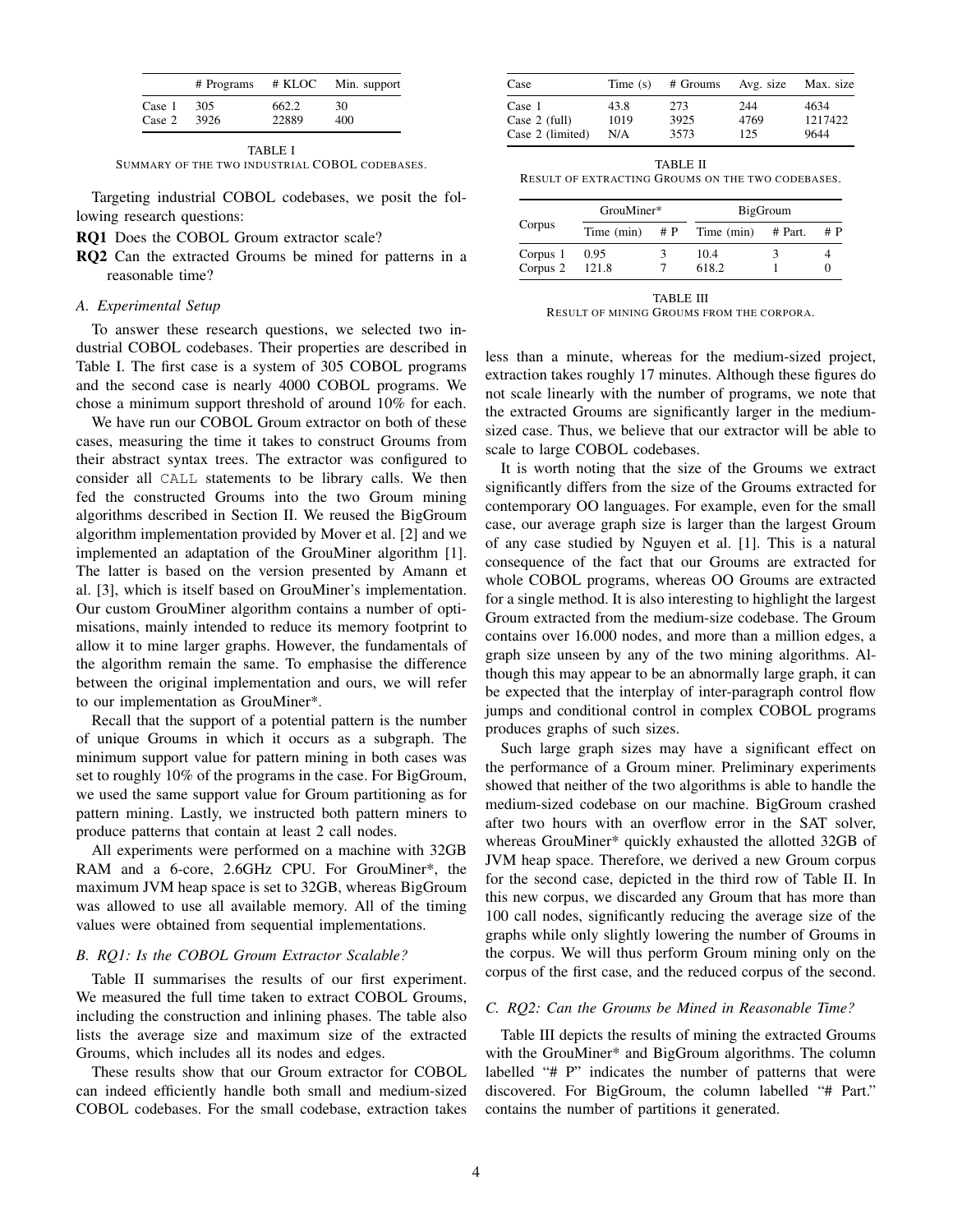| | # Programs | # KLOC | Min. support |
|---|---|---|---|
| Case 1 | 305 | 662.2 | 30 |
| Case 2 | 3926 | 22889 | 400 |

TABLE I
SUMMARY OF THE TWO INDUSTRIAL COBOL CODEBASES.

Targeting industrial COBOL codebases, we posit the following research questions:

**RQ1** Does the COBOL Groum extractor scale?

**RQ2** Can the extracted Groums be mined for patterns in a reasonable time?

### A. Experimental Setup

To answer these research questions, we selected two industrial COBOL codebases. Their properties are described in Table I. The first case is a system of 305 COBOL programs and the second case is nearly 4000 COBOL programs. We chose a minimum support threshold of around 10% for each.

We have run our COBOL Groum extractor on both of these cases, measuring the time it takes to construct Groums from their abstract syntax trees. The extractor was configured to consider all `CALL` statements to be library calls. We then fed the constructed Groums into the two Groum mining algorithms described in Section II. We reused the BigGroum algorithm implementation provided by Mover et al. [2] and we implemented an adaptation of the GrouMiner algorithm [1]. The latter is based on the version presented by Amann et al. [3], which is itself based on GrouMiner's implementation. Our custom GrouMiner algorithm contains a number of optimisations, mainly intended to reduce its memory footprint to allow it to mine larger graphs. However, the fundamentals of the algorithm remain the same. To emphasise the difference between the original implementation and ours, we will refer to our implementation as GrouMiner*.

Recall that the support of a potential pattern is the number of unique Groums in which it occurs as a subgraph. The minimum support value for pattern mining in both cases was set to roughly 10% of the programs in the case. For BigGroum, we used the same support value for Groum partitioning as for pattern mining. Lastly, we instructed both pattern miners to produce patterns that contain at least 2 call nodes.

All experiments were performed on a machine with 32GB RAM and a 6-core, 2.6GHz CPU. For GrouMiner*, the maximum JVM heap space is set to 32GB, whereas BigGroum was allowed to use all available memory. All of the timing values were obtained from sequential implementations.

### B. RQ1: Is the COBOL Groum Extractor Scalable?

Table II summarises the results of our first experiment. We measured the full time taken to extract COBOL Groums, including the construction and inlining phases. The table also lists the average size and maximum size of the extracted Groums, which includes all its nodes and edges.

These results show that our Groum extractor for COBOL can indeed efficiently handle both small and medium-sized COBOL codebases. For the small codebase, extraction takes less than a minute, whereas for the medium-sized project, extraction takes roughly 17 minutes. Although these figures do not scale linearly with the number of programs, we note that the extracted Groums are significantly larger in the medium-sized case. Thus, we believe that our extractor will be able to scale to large COBOL codebases.

| Case | Time (s) | # Groums | Avg. size | Max. size |
|---|---|---|---|---|
| Case 1 | 43.8 | 273 | 244 | 4634 |
| Case 2 (full) | 1019 | 3925 | 4769 | 1217422 |
| Case 2 (limited) | N/A | 3573 | 125 | 9644 |

TABLE II
RESULT OF EXTRACTING GROUMS ON THE TWO CODEBASES.

| Corpus | GrouMiner* | | BigGroum | | |
|---|---|---|---|---|---|
| | Time (min) | # P | Time (min) | # Part. | # P |
| Corpus 1 | 0.95 | 3 | 10.4 | 3 | 4 |
| Corpus 2 | 121.8 | 7 | 618.2 | 1 | 0 |

TABLE III
RESULT OF MINING GROUMS FROM THE CORPORA.

It is worth noting that the size of the Groums we extract significantly differs from the size of the Groums extracted for contemporary OO languages. For example, even for the small case, our average graph size is larger than the largest Groum of any case studied by Nguyen et al. [1]. This is a natural consequence of the fact that our Groums are extracted for whole COBOL programs, whereas OO Groums are extracted for a single method. It is also interesting to highlight the largest Groum extracted from the medium-size codebase. The Groum contains over 16.000 nodes, and more than a million edges, a graph size unseen by any of the two mining algorithms. Although this may appear to be an abnormally large graph, it can be expected that the interplay of inter-paragraph control flow jumps and conditional control in complex COBOL programs produces graphs of such sizes.

Such large graph sizes may have a significant effect on the performance of a Groum miner. Preliminary experiments showed that neither of the two algorithms is able to handle the medium-sized codebase on our machine. BigGroum crashed after two hours with an overflow error in the SAT solver, whereas GrouMiner* quickly exhausted the allotted 32GB of JVM heap space. Therefore, we derived a new Groum corpus for the second case, depicted in the third row of Table II. In this new corpus, we discarded any Groum that has more than 100 call nodes, significantly reducing the average size of the graphs while only slightly lowering the number of Groums in the corpus. We will thus perform Groum mining only on the corpus of the first case, and the reduced corpus of the second.

### C. RQ2: Can the Groums be Mined in Reasonable Time?

Table III depicts the results of mining the extracted Groums with the GrouMiner* and BigGroum algorithms. The column labelled "# P" indicates the number of patterns that were discovered. For BigGroum, the column labelled "# Part." contains the number of partitions it generated.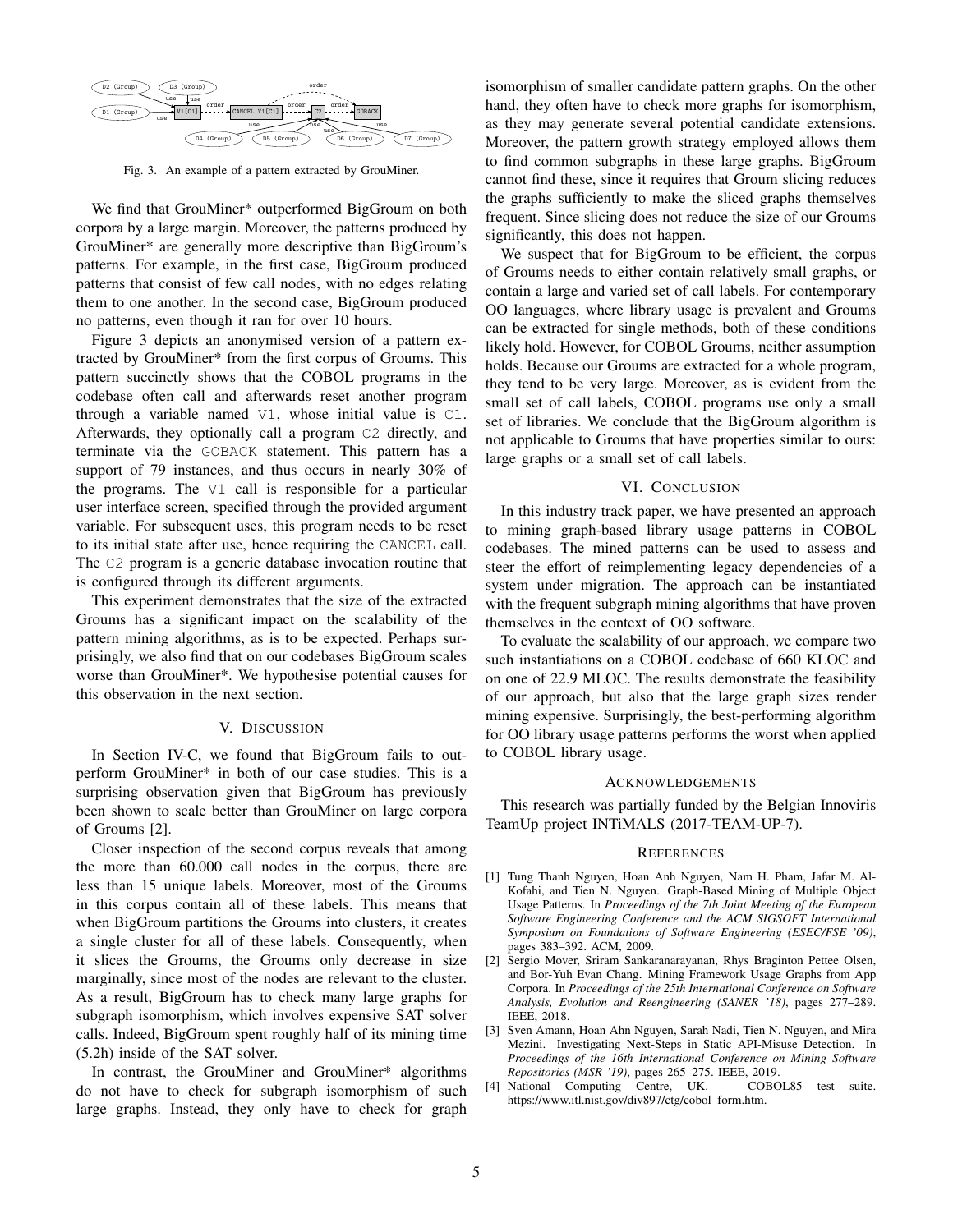D2 (Group)
D3 (Group)
D1 (Group)
use
use
use
V1[C1]
order
CANCEL V1[C1]
order
C2
order
GOBACK
order
use
use
use
use
D4 (Group)
D5 (Group)
D6 (Group)
D7 (Group)

Fig. 3. An example of a pattern extracted by GrouMiner.

We find that GrouMiner* outperformed BigGroum on both corpora by a large margin. Moreover, the patterns produced by GrouMiner* are generally more descriptive than BigGroum's patterns. For example, in the first case, BigGroum produced patterns that consist of few call nodes, with no edges relating them to one another. In the second case, BigGroum produced no patterns, even though it ran for over 10 hours.

Figure 3 depicts an anonymised version of a pattern extracted by GrouMiner* from the first corpus of Groums. This pattern succinctly shows that the COBOL programs in the codebase often call and afterwards reset another program through a variable named `V1`, whose initial value is `C1`. Afterwards, they optionally call a program `C2` directly, and terminate via the `GOBACK` statement. This pattern has a support of 79 instances, and thus occurs in nearly 30% of the programs. The `V1` call is responsible for a particular user interface screen, specified through the provided argument variable. For subsequent uses, this program needs to be reset to its initial state after use, hence requiring the `CANCEL` call. The `C2` program is a generic database invocation routine that is configured through its different arguments.

This experiment demonstrates that the size of the extracted Groums has a significant impact on the scalability of the pattern mining algorithms, as is to be expected. Perhaps surprisingly, we also find that on our codebases BigGroum scales worse than GrouMiner*. We hypothesise potential causes for this observation in the next section.

## V. Discussion

In Section IV-C, we found that BigGroum fails to outperform GrouMiner* in both of our case studies. This is a surprising observation given that BigGroum has previously been shown to scale better than GrouMiner on large corpora of Groums [2].

Closer inspection of the second corpus reveals that among the more than 60.000 call nodes in the corpus, there are less than 15 unique labels. Moreover, most of the Groums in this corpus contain all of these labels. This means that when BigGroum partitions the Groums into clusters, it creates a single cluster for all of these labels. Consequently, when it slices the Groums, the Groums only decrease in size marginally, since most of the nodes are relevant to the cluster. As a result, BigGroum has to check many large graphs for subgraph isomorphism, which involves expensive SAT solver calls. Indeed, BigGroum spent roughly half of its mining time (5.2h) inside of the SAT solver.

In contrast, the GrouMiner and GrouMiner* algorithms do not have to check for subgraph isomorphism of such large graphs. Instead, they only have to check for graph isomorphism of smaller candidate pattern graphs. On the other hand, they often have to check more graphs for isomorphism, as they may generate several potential candidate extensions. Moreover, the pattern growth strategy employed allows them to find common subgraphs in these large graphs. BigGroum cannot find these, since it requires that Groum slicing reduces the graphs sufficiently to make the sliced graphs themselves frequent. Since slicing does not reduce the size of our Groums significantly, this does not happen.

We suspect that for BigGroum to be efficient, the corpus of Groums needs to either contain relatively small graphs, or contain a large and varied set of call labels. For contemporary OO languages, where library usage is prevalent and Groums can be extracted for single methods, both of these conditions likely hold. However, for COBOL Groums, neither assumption holds. Because our Groums are extracted for a whole program, they tend to be very large. Moreover, as is evident from the small set of call labels, COBOL programs use only a small set of libraries. We conclude that the BigGroum algorithm is not applicable to Groums that have properties similar to ours: large graphs or a small set of call labels.

## VI. Conclusion

In this industry track paper, we have presented an approach to mining graph-based library usage patterns in COBOL codebases. The mined patterns can be used to assess and steer the effort of reimplementing legacy dependencies of a system under migration. The approach can be instantiated with the frequent subgraph mining algorithms that have proven themselves in the context of OO software.

To evaluate the scalability of our approach, we compare two such instantiations on a COBOL codebase of 660 KLOC and on one of 22.9 MLOC. The results demonstrate the feasibility of our approach, but also that the large graph sizes render mining expensive. Surprisingly, the best-performing algorithm for OO library usage patterns performs the worst when applied to COBOL library usage.

## Acknowledgements

This research was partially funded by the Belgian Innoviris TeamUp project INTiMALS (2017-TEAM-UP-7).

## References

[1] Tung Thanh Nguyen, Hoan Anh Nguyen, Nam H. Pham, Jafar M. Al-Kofahi, and Tien N. Nguyen. Graph-Based Mining of Multiple Object Usage Patterns. In *Proceedings of the 7th Joint Meeting of the European Software Engineering Conference and the ACM SIGSOFT International Symposium on Foundations of Software Engineering (ESEC/FSE '09)*, pages 383–392. ACM, 2009.

[2] Sergio Mover, Sriram Sankaranarayanan, Rhys Braginton Pettee Olsen, and Bor-Yuh Evan Chang. Mining Framework Usage Graphs from App Corpora. In *Proceedings of the 25th International Conference on Software Analysis, Evolution and Reengineering (SANER '18)*, pages 277–289. IEEE, 2018.

[3] Sven Amann, Hoan Ahn Nguyen, Sarah Nadi, Tien N. Nguyen, and Mira Mezini. Investigating Next-Steps in Static API-Misuse Detection. In *Proceedings of the 16th International Conference on Mining Software Repositories (MSR '19)*, pages 265–275. IEEE, 2019.

[4] National Computing Centre, UK. COBOL85 test suite. https://www.itl.nist.gov/div897/ctg/cobol_form.htm.